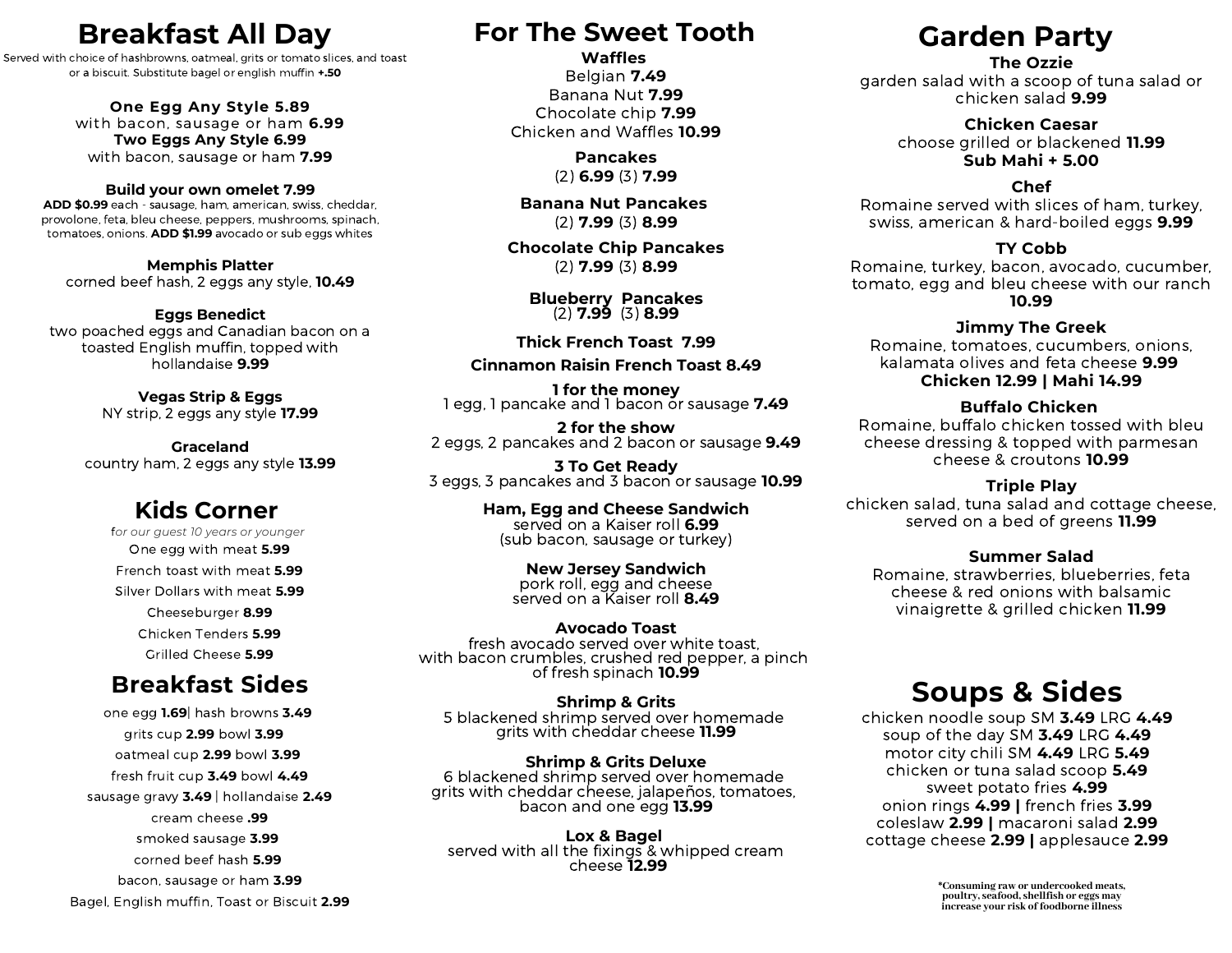# Breakfast All Day

Served with choice of hashbrowns, oatmeal, grits or tomato slices, and toast or a biscuit. Substitute bagel or english muffin **+.50**

**One Egg Any Style 5.89**
with bacon, sausage or ham **6.99**
**Two Eggs Any Style 6.99**
with bacon, sausage or ham **7.99**

**Build your own omelet 7.99**
**ADD $0.99** each - sausage, ham, american, swiss, cheddar, provolone, feta, bleu cheese, peppers, mushrooms, spinach, tomatoes, onions. **ADD $1.99** avocado or sub eggs whites

**Memphis Platter**
corned beef hash, 2 eggs any style, **10.49**

**Eggs Benedict**
two poached eggs and Canadian bacon on a toasted English muffin, topped with hollandaise **9.99**

**Vegas Strip & Eggs**
NY strip, 2 eggs any style **17.99**

**Graceland**
country ham, 2 eggs any style **13.99**

## Kids Corner

*for our guest 10 years or younger*

One egg with meat **5.99**
French toast with meat **5.99**
Silver Dollars with meat **5.99**
Cheeseburger **8.99**
Chicken Tenders **5.99**
Grilled Cheese **5.99**

## Breakfast Sides

one egg **1.69**| hash browns **3.49**
grits cup **2.99** bowl **3.99**
oatmeal cup **2.99** bowl **3.99**
fresh fruit cup **3.49** bowl **4.49**
sausage gravy **3.49** | hollandaise **2.49**
cream cheese **.99**
smoked sausage **3.99**
corned beef hash **5.99**
bacon, sausage or ham **3.99**
Bagel, English muffin, Toast or Biscuit **2.99**

# For The Sweet Tooth

**Waffles**
Belgian **7.49**
Banana Nut **7.99**
Chocolate chip **7.99**
Chicken and Waffles **10.99**

**Pancakes**
(2) **6.99** (3) **7.99**

**Banana Nut Pancakes**
(2) **7.99** (3) **8.99**

**Chocolate Chip Pancakes**
(2) **7.99** (3) **8.99**

**Blueberry Pancakes**
(2) **7.99** (3) **8.99**

**Thick French Toast 7.99**

**Cinnamon Raisin French Toast 8.49**

**1 for the money**
1 egg, 1 pancake and 1 bacon or sausage **7.49**

**2 for the show**
2 eggs, 2 pancakes and 2 bacon or sausage **9.49**

**3 To Get Ready**
3 eggs, 3 pancakes and 3 bacon or sausage **10.99**

**Ham, Egg and Cheese Sandwich**
served on a Kaiser roll **6.99**
(sub bacon, sausage or turkey)

**New Jersey Sandwich**
pork roll, egg and cheese served on a Kaiser roll **8.49**

**Avocado Toast**
fresh avocado served over white toast, with bacon crumbles, crushed red pepper, a pinch of fresh spinach **10.99**

**Shrimp & Grits**
5 blackened shrimp served over homemade grits with cheddar cheese **11.99**

**Shrimp & Grits Deluxe**
6 blackened shrimp served over homemade grits with cheddar cheese, jalapeños, tomatoes, bacon and one egg **13.99**

**Lox & Bagel**
served with all the fixings & whipped cream cheese **12.99**

# Garden Party

**The Ozzie**
garden salad with a scoop of tuna salad or chicken salad **9.99**

**Chicken Caesar**
choose grilled or blackened **11.99**
**Sub Mahi + 5.00**

**Chef**
Romaine served with slices of ham, turkey, swiss, american & hard-boiled eggs **9.99**

**TY Cobb**
Romaine, turkey, bacon, avocado, cucumber, tomato, egg and bleu cheese with our ranch **10.99**

**Jimmy The Greek**
Romaine, tomatoes, cucumbers, onions, kalamata olives and feta cheese **9.99**
**Chicken 12.99 | Mahi 14.99**

**Buffalo Chicken**
Romaine, buffalo chicken tossed with bleu cheese dressing & topped with parmesan cheese & croutons **10.99**

**Triple Play**
chicken salad, tuna salad and cottage cheese, served on a bed of greens **11.99**

**Summer Salad**
Romaine, strawberries, blueberries, feta cheese & red onions with balsamic vinaigrette & grilled chicken **11.99**

# Soups & Sides

chicken noodle soup SM **3.49** LRG **4.49**
soup of the day SM **3.49** LRG **4.49**
motor city chili SM **4.49** LRG **5.49**
chicken or tuna salad scoop **5.49**
sweet potato fries **4.99**
onion rings **4.99 |** french fries **3.99**
coleslaw **2.99 |** macaroni salad **2.99**
cottage cheese **2.99 |** applesauce **2.99**

*Consuming raw or undercooked meats, poultry, seafood, shellfish or eggs may increase your risk of foodborne illness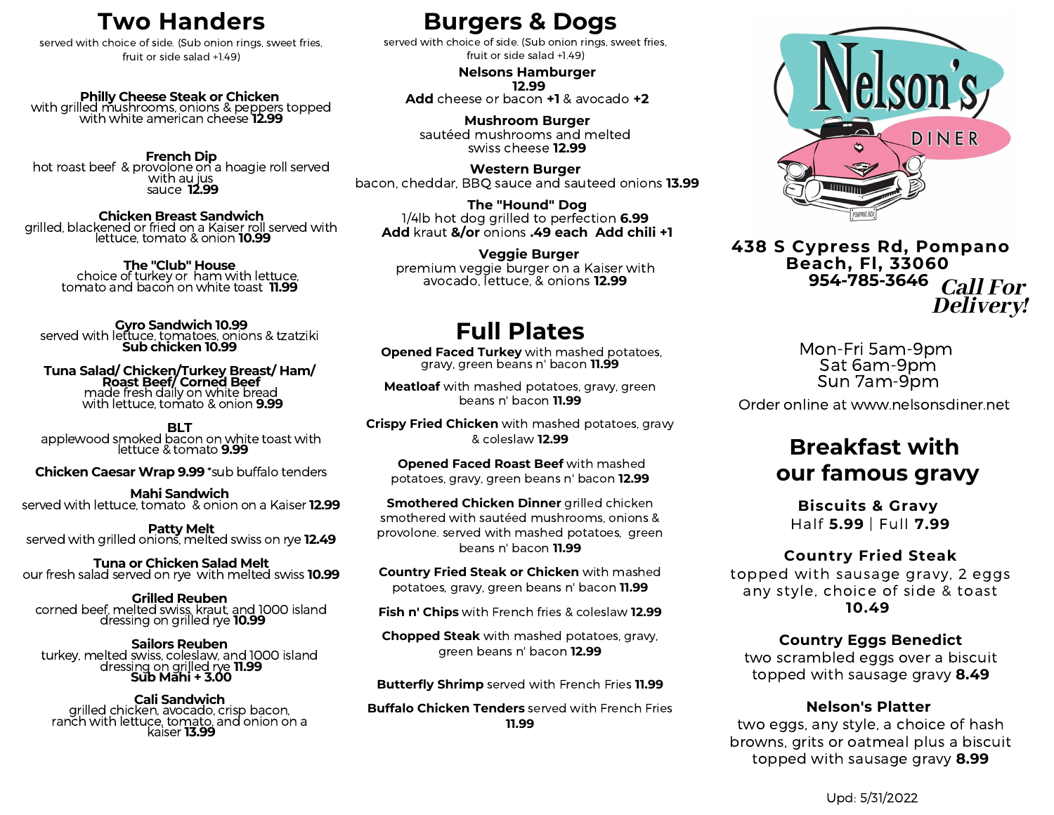## Two Handers

served with choice of side. (Sub onion rings, sweet fries, fruit or side salad +1.49)

**Philly Cheese Steak or Chicken**
with grilled mushrooms, onions & peppers topped with white american cheese **12.99**

**French Dip**
hot roast beef & provolone on a hoagie roll served with au jus sauce **12.99**

**Chicken Breast Sandwich**
grilled, blackened or fried on a Kaiser roll served with lettuce, tomato & onion **10.99**

**The "Club" House**
choice of turkey or ham with lettuce, tomato and bacon on white toast **11.99**

**Gyro Sandwich 10.99**
served with lettuce, tomatoes, onions & tzatziki
**Sub chicken 10.99**

**Tuna Salad/ Chicken/Turkey Breast/ Ham/ Roast Beef/ Corned Beef**
made fresh daily on white bread with lettuce, tomato & onion **9.99**

**BLT**
applewood smoked bacon on white toast with lettuce & tomato **9.99**

**Chicken Caesar Wrap 9.99** *sub buffalo tenders

**Mahi Sandwich**
served with lettuce, tomato & onion on a Kaiser **12.99**

**Patty Melt**
served with grilled onions, melted swiss on rye **12.49**

**Tuna or Chicken Salad Melt**
our fresh salad served on rye with melted swiss **10.99**

**Grilled Reuben**
corned beef, melted swiss, kraut, and 1000 island dressing on grilled rye **10.99**

**Sailors Reuben**
turkey, melted swiss, coleslaw, and 1000 island dressing on grilled rye **11.99**
**Sub Mahi + 3.00**

**Cali Sandwich**
grilled chicken, avocado, crisp bacon, ranch with lettuce, tomato, and onion on a kaiser **13.99**

## Burgers & Dogs

served with choice of side. (Sub onion rings, sweet fries, fruit or side salad +1.49)

**Nelsons Hamburger**
**12.99**
**Add** cheese or bacon **+1** & avocado **+2**

**Mushroom Burger**
sautéed mushrooms and melted swiss cheese **12.99**

**Western Burger**
bacon, cheddar, BBQ sauce and sauteed onions **13.99**

**The "Hound" Dog**
1/4lb hot dog grilled to perfection **6.99**
**Add** kraut **&/or** onions **.49 each Add** chili **+1**

**Veggie Burger**
premium veggie burger on a Kaiser with avocado, lettuce, & onions **12.99**

## Full Plates

**Opened Faced Turkey** with mashed potatoes, gravy, green beans n' bacon **11.99**

**Meatloaf** with mashed potatoes, gravy, green beans n' bacon **11.99**

**Crispy Fried Chicken** with mashed potatoes, gravy & coleslaw **12.99**

**Opened Faced Roast Beef** with mashed potatoes, gravy, green beans n' bacon **12.99**

**Smothered Chicken Dinner** grilled chicken smothered with sautéed mushrooms, onions & provolone. served with mashed potatoes, green beans n' bacon **11.99**

**Country Fried Steak or Chicken** with mashed potatoes, gravy, green beans n' bacon **11.99**

**Fish n' Chips** with French fries & coleslaw **12.99**

**Chopped Steak** with mashed potatoes, gravy, green beans n' bacon **12.99**

**Butterfly Shrimp** served with French Fries **11.99**

**Buffalo Chicken Tenders** served with French Fries **11.99**

# Nelson's DINER

**438 S Cypress Rd, Pompano Beach, Fl, 33060**
**954-785-3646** ***Call For Delivery!***

Mon-Fri 5am-9pm
Sat 6am-9pm
Sun 7am-9pm

Order online at www.nelsonsdiner.net

## Breakfast with our famous gravy

**Biscuits & Gravy**
Half **5.99** | Full **7.99**

**Country Fried Steak**
topped with sausage gravy, 2 eggs any style, choice of side & toast
**10.49**

**Country Eggs Benedict**
two scrambled eggs over a biscuit topped with sausage gravy **8.49**

**Nelson's Platter**
two eggs, any style, a choice of hash browns, grits or oatmeal plus a biscuit topped with sausage gravy **8.99**

Upd: 5/31/2022